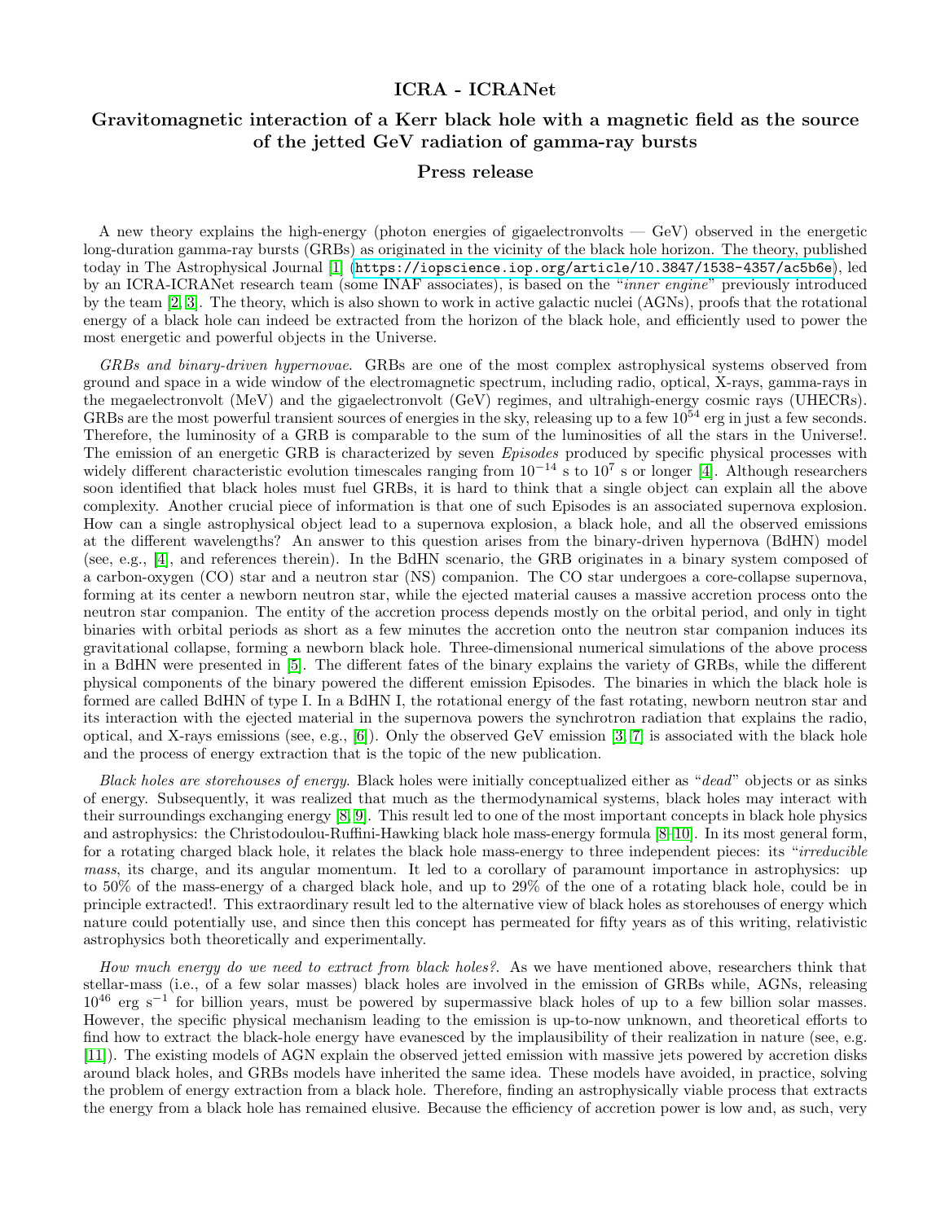# ICRA - ICRANet

## Gravitomagnetic interaction of a Kerr black hole with a magnetic field as the source of the jetted GeV radiation of gamma-ray bursts

### Press release

A new theory explains the high-energy (photon energies of gigaelectronvolts — GeV) observed in the energetic long-duration gamma-ray bursts (GRBs) as originated in the vicinity of the black hole horizon. The theory, published today in The Astrophysical Journal [1] (https://iopscience.iop.org/article/10.3847/1538-4357/ac5b6e), led by an ICRA-ICRANet research team (some INAF associates), is based on the "*inner engine*" previously introduced by the team [2, 3]. The theory, which is also shown to work in active galactic nuclei (AGNs), proofs that the rotational energy of a black hole can indeed be extracted from the horizon of the black hole, and efficiently used to power the most energetic and powerful objects in the Universe.

*GRBs and binary-driven hypernovae.* GRBs are one of the most complex astrophysical systems observed from ground and space in a wide window of the electromagnetic spectrum, including radio, optical, X-rays, gamma-rays in the megaelectronvolt (MeV) and the gigaelectronvolt (GeV) regimes, and ultrahigh-energy cosmic rays (UHECRs). GRBs are the most powerful transient sources of energies in the sky, releasing up to a few $10^{54}$ erg in just a few seconds. Therefore, the luminosity of a GRB is comparable to the sum of the luminosities of all the stars in the Universe!. The emission of an energetic GRB is characterized by seven *Episodes* produced by specific physical processes with widely different characteristic evolution timescales ranging from $10^{-14}$ s to $10^{7}$ s or longer [4]. Although researchers soon identified that black holes must fuel GRBs, it is hard to think that a single object can explain all the above complexity. Another crucial piece of information is that one of such Episodes is an associated supernova explosion. How can a single astrophysical object lead to a supernova explosion, a black hole, and all the observed emissions at the different wavelengths? An answer to this question arises from the binary-driven hypernova (BdHN) model (see, e.g., [4], and references therein). In the BdHN scenario, the GRB originates in a binary system composed of a carbon-oxygen (CO) star and a neutron star (NS) companion. The CO star undergoes a core-collapse supernova, forming at its center a newborn neutron star, while the ejected material causes a massive accretion process onto the neutron star companion. The entity of the accretion process depends mostly on the orbital period, and only in tight binaries with orbital periods as short as a few minutes the accretion onto the neutron star companion induces its gravitational collapse, forming a newborn black hole. Three-dimensional numerical simulations of the above process in a BdHN were presented in [5]. The different fates of the binary explains the variety of GRBs, while the different physical components of the binary powered the different emission Episodes. The binaries in which the black hole is formed are called BdHN of type I. In a BdHN I, the rotational energy of the fast rotating, newborn neutron star and its interaction with the ejected material in the supernova powers the synchrotron radiation that explains the radio, optical, and X-rays emissions (see, e.g., [6]). Only the observed GeV emission [3, 7] is associated with the black hole and the process of energy extraction that is the topic of the new publication.

*Black holes are storehouses of energy.* Black holes were initially conceptualized either as "*dead*" objects or as sinks of energy. Subsequently, it was realized that much as the thermodynamical systems, black holes may interact with their surroundings exchanging energy [8, 9]. This result led to one of the most important concepts in black hole physics and astrophysics: the Christodoulou-Ruffini-Hawking black hole mass-energy formula [8–10]. In its most general form, for a rotating charged black hole, it relates the black hole mass-energy to three independent pieces: its "*irreducible mass*, its charge, and its angular momentum. It led to a corollary of paramount importance in astrophysics: up to 50% of the mass-energy of a charged black hole, and up to 29% of the one of a rotating black hole, could be in principle extracted!. This extraordinary result led to the alternative view of black holes as storehouses of energy which nature could potentially use, and since then this concept has permeated for fifty years as of this writing, relativistic astrophysics both theoretically and experimentally.

*How much energy do we need to extract from black holes?.* As we have mentioned above, researchers think that stellar-mass (i.e., of a few solar masses) black holes are involved in the emission of GRBs while, AGNs, releasing $10^{46}$ erg s$^{-1}$ for billion years, must be powered by supermassive black holes of up to a few billion solar masses. However, the specific physical mechanism leading to the emission is up-to-now unknown, and theoretical efforts to find how to extract the black-hole energy have evanesced by the implausibility of their realization in nature (see, e.g. [11]). The existing models of AGN explain the observed jetted emission with massive jets powered by accretion disks around black holes, and GRBs models have inherited the same idea. These models have avoided, in practice, solving the problem of energy extraction from a black hole. Therefore, finding an astrophysically viable process that extracts the energy from a black hole has remained elusive. Because the efficiency of accretion power is low and, as such, very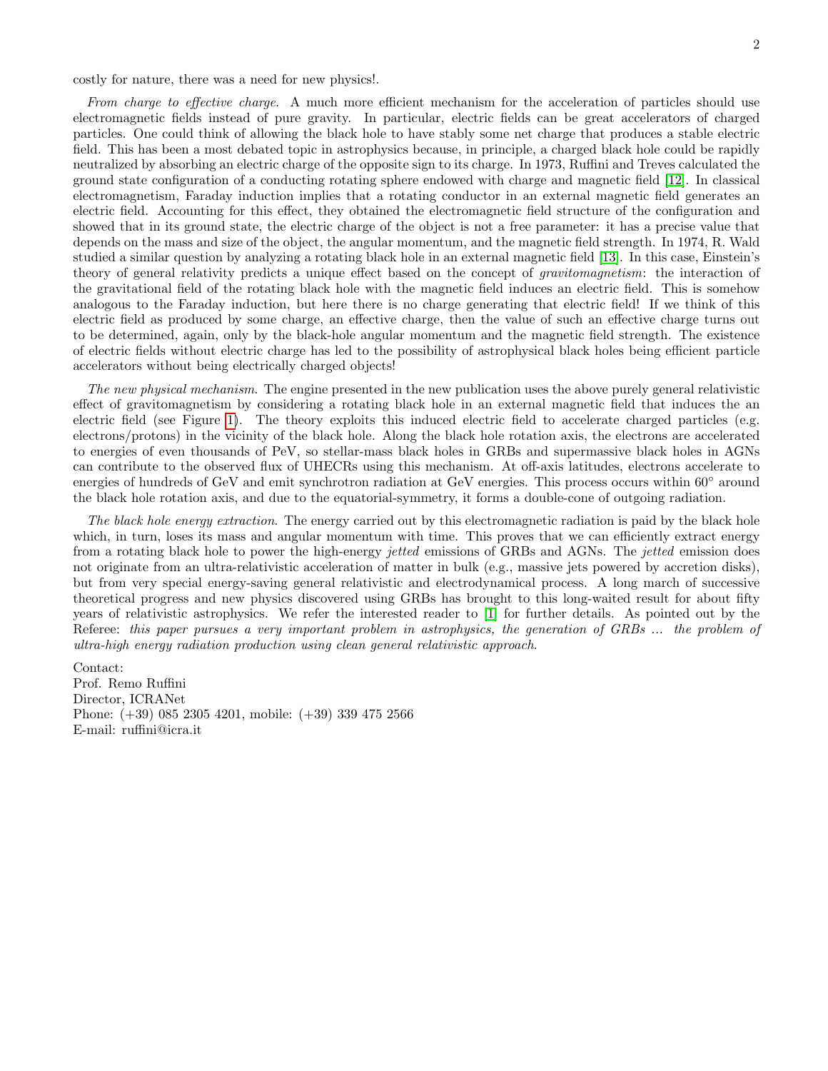costly for nature, there was a need for new physics!.

*From charge to effective charge.* A much more efficient mechanism for the acceleration of particles should use electromagnetic fields instead of pure gravity. In particular, electric fields can be great accelerators of charged particles. One could think of allowing the black hole to have stably some net charge that produces a stable electric field. This has been a most debated topic in astrophysics because, in principle, a charged black hole could be rapidly neutralized by absorbing an electric charge of the opposite sign to its charge. In 1973, Ruffini and Treves calculated the ground state configuration of a conducting rotating sphere endowed with charge and magnetic field [12]. In classical electromagnetism, Faraday induction implies that a rotating conductor in an external magnetic field generates an electric field. Accounting for this effect, they obtained the electromagnetic field structure of the configuration and showed that in its ground state, the electric charge of the object is not a free parameter: it has a precise value that depends on the mass and size of the object, the angular momentum, and the magnetic field strength. In 1974, R. Wald studied a similar question by analyzing a rotating black hole in an external magnetic field [13]. In this case, Einstein's theory of general relativity predicts a unique effect based on the concept of *gravitomagnetism*: the interaction of the gravitational field of the rotating black hole with the magnetic field induces an electric field. This is somehow analogous to the Faraday induction, but here there is no charge generating that electric field! If we think of this electric field as produced by some charge, an effective charge, then the value of such an effective charge turns out to be determined, again, only by the black-hole angular momentum and the magnetic field strength. The existence of electric fields without electric charge has led to the possibility of astrophysical black holes being efficient particle accelerators without being electrically charged objects!

*The new physical mechanism.* The engine presented in the new publication uses the above purely general relativistic effect of gravitomagnetism by considering a rotating black hole in an external magnetic field that induces the an electric field (see Figure 1). The theory exploits this induced electric field to accelerate charged particles (e.g. electrons/protons) in the vicinity of the black hole. Along the black hole rotation axis, the electrons are accelerated to energies of even thousands of PeV, so stellar-mass black holes in GRBs and supermassive black holes in AGNs can contribute to the observed flux of UHECRs using this mechanism. At off-axis latitudes, electrons accelerate to energies of hundreds of GeV and emit synchrotron radiation at GeV energies. This process occurs within $60^\circ$ around the black hole rotation axis, and due to the equatorial-symmetry, it forms a double-cone of outgoing radiation.

*The black hole energy extraction.* The energy carried out by this electromagnetic radiation is paid by the black hole which, in turn, loses its mass and angular momentum with time. This proves that we can efficiently extract energy from a rotating black hole to power the high-energy *jetted* emissions of GRBs and AGNs. The *jetted* emission does not originate from an ultra-relativistic acceleration of matter in bulk (e.g., massive jets powered by accretion disks), but from very special energy-saving general relativistic and electrodynamical process. A long march of successive theoretical progress and new physics discovered using GRBs has brought to this long-waited result for about fifty years of relativistic astrophysics. We refer the interested reader to [1] for further details. As pointed out by the Referee: *this paper pursues a very important problem in astrophysics, the generation of GRBs ... the problem of ultra-high energy radiation production using clean general relativistic approach*.

Contact:
Prof. Remo Ruffini
Director, ICRANet
Phone: (+39) 085 2305 4201, mobile: (+39) 339 475 2566
E-mail: ruffini@icra.it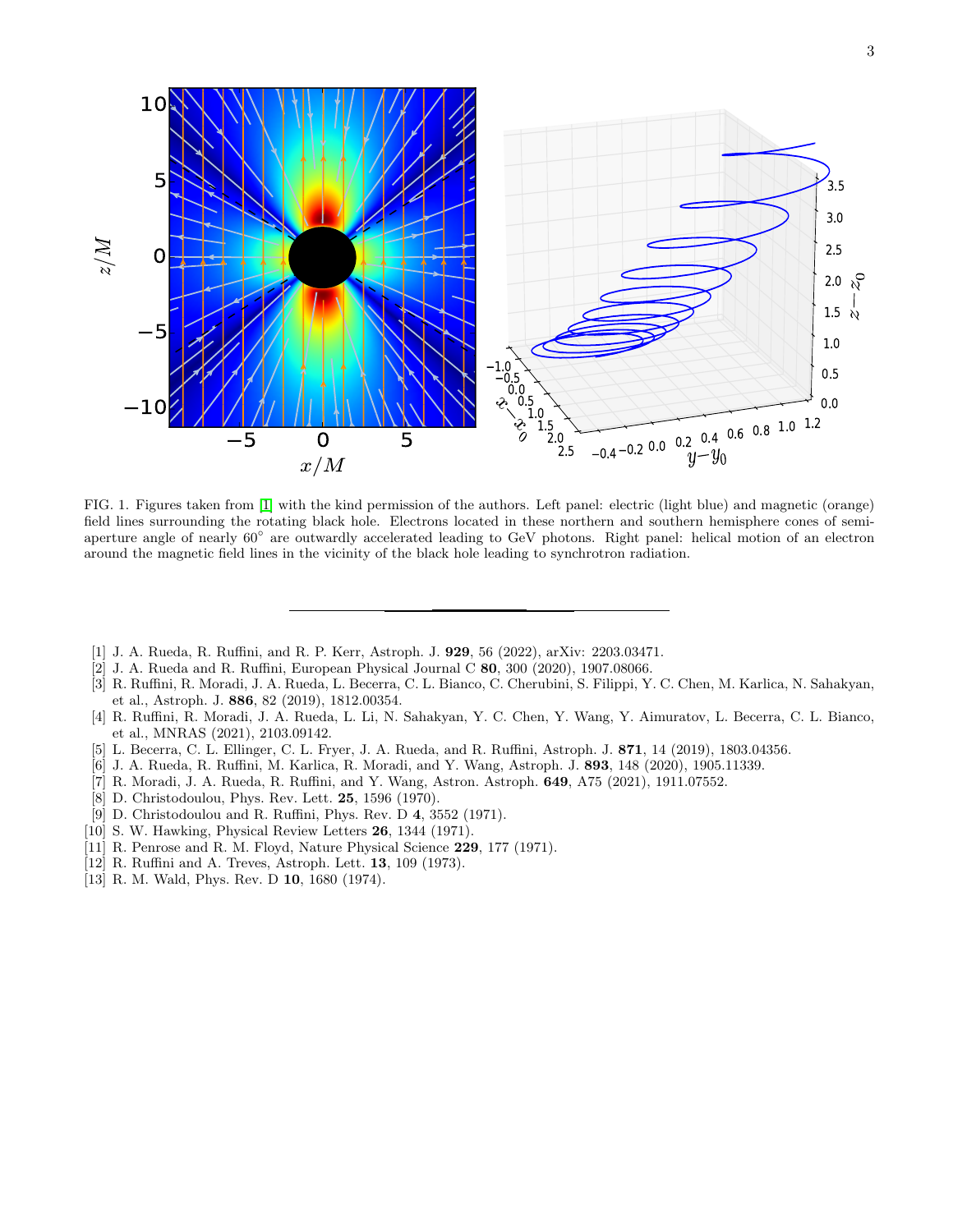10
5
0
−5
−10
−5
0
5
$x/M$
$z/M$

−1.0
−0.5
0.0
0.5
1.0
1.5
2.0
2.5
$x-x_0$
−0.4
−0.2
0.0
0.2
0.4
0.6
0.8
1.0
1.2
$y-y_0$
0.0
0.5
1.0
1.5
2.0
2.5
3.0
3.5
$z-z_0$

FIG. 1. Figures taken from [1] with the kind permission of the authors. Left panel: electric (light blue) and magnetic (orange) field lines surrounding the rotating black hole. Electrons located in these northern and southern hemisphere cones of semi-aperture angle of nearly 60° are outwardly accelerated leading to GeV photons. Right panel: helical motion of an electron around the magnetic field lines in the vicinity of the black hole leading to synchrotron radiation.

---

[1] J. A. Rueda, R. Ruffini, and R. P. Kerr, Astroph. J. **929**, 56 (2022), arXiv: 2203.03471.
[2] J. A. Rueda and R. Ruffini, European Physical Journal C **80**, 300 (2020), 1907.08066.
[3] R. Ruffini, R. Moradi, J. A. Rueda, L. Becerra, C. L. Bianco, C. Cherubini, S. Filippi, Y. C. Chen, M. Karlica, N. Sahakyan, et al., Astroph. J. **886**, 82 (2019), 1812.00354.
[4] R. Ruffini, R. Moradi, J. A. Rueda, L. Li, N. Sahakyan, Y. C. Chen, Y. Wang, Y. Aimuratov, L. Becerra, C. L. Bianco, et al., MNRAS (2021), 2103.09142.
[5] L. Becerra, C. L. Ellinger, C. L. Fryer, J. A. Rueda, and R. Ruffini, Astroph. J. **871**, 14 (2019), 1803.04356.
[6] J. A. Rueda, R. Ruffini, M. Karlica, R. Moradi, and Y. Wang, Astroph. J. **893**, 148 (2020), 1905.11339.
[7] R. Moradi, J. A. Rueda, R. Ruffini, and Y. Wang, Astron. Astroph. **649**, A75 (2021), 1911.07552.
[8] D. Christodoulou, Phys. Rev. Lett. **25**, 1596 (1970).
[9] D. Christodoulou and R. Ruffini, Phys. Rev. D **4**, 3552 (1971).
[10] S. W. Hawking, Physical Review Letters **26**, 1344 (1971).
[11] R. Penrose and R. M. Floyd, Nature Physical Science **229**, 177 (1971).
[12] R. Ruffini and A. Treves, Astroph. Lett. **13**, 109 (1973).
[13] R. M. Wald, Phys. Rev. D **10**, 1680 (1974).